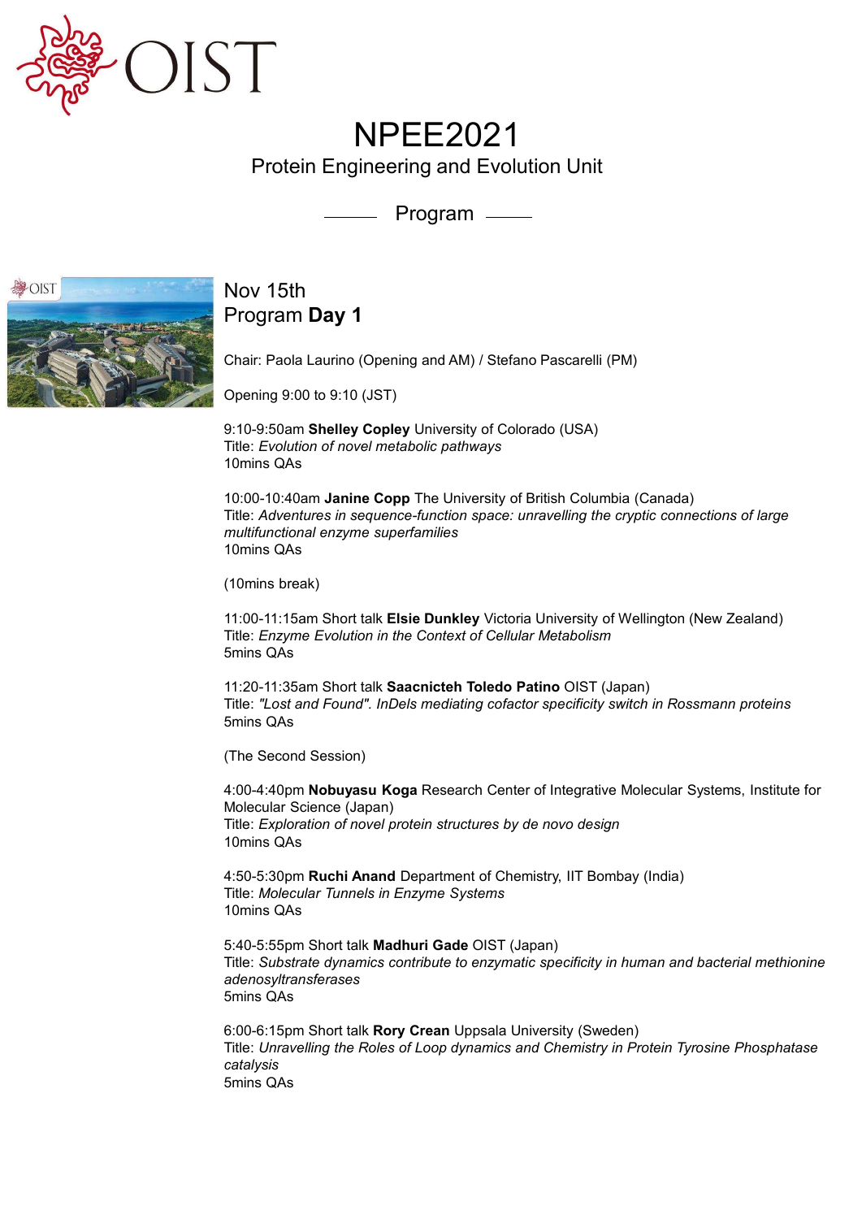# NPEE2021

## Protein Engineering and Evolution Unit

### Program

## Nov 15th
## Program **Day 1**

Chair: Paola Laurino (Opening and AM) / Stefano Pascarelli (PM)

Opening 9:00 to 9:10 (JST)

9:10-9:50am **Shelley Copley** University of Colorado (USA)
Title: *Evolution of novel metabolic pathways*
10mins QAs

10:00-10:40am **Janine Copp** The University of British Columbia (Canada)
Title: *Adventures in sequence-function space: unravelling the cryptic connections of large multifunctional enzyme superfamilies*
10mins QAs

(10mins break)

11:00-11:15am Short talk **Elsie Dunkley** Victoria University of Wellington (New Zealand)
Title: *Enzyme Evolution in the Context of Cellular Metabolism*
5mins QAs

11:20-11:35am Short talk **Saacnicteh Toledo Patino** OIST (Japan)
Title: *"Lost and Found". InDels mediating cofactor specificity switch in Rossmann proteins*
5mins QAs

(The Second Session)

4:00-4:40pm **Nobuyasu Koga** Research Center of Integrative Molecular Systems, Institute for Molecular Science (Japan)
Title: *Exploration of novel protein structures by de novo design*
10mins QAs

4:50-5:30pm **Ruchi Anand** Department of Chemistry, IIT Bombay (India)
Title: *Molecular Tunnels in Enzyme Systems*
10mins QAs

5:40-5:55pm Short talk **Madhuri Gade** OIST (Japan)
Title: *Substrate dynamics contribute to enzymatic specificity in human and bacterial methionine adenosyltransferases*
5mins QAs

6:00-6:15pm Short talk **Rory Crean** Uppsala University (Sweden)
Title: *Unravelling the Roles of Loop dynamics and Chemistry in Protein Tyrosine Phosphatase catalysis*
5mins QAs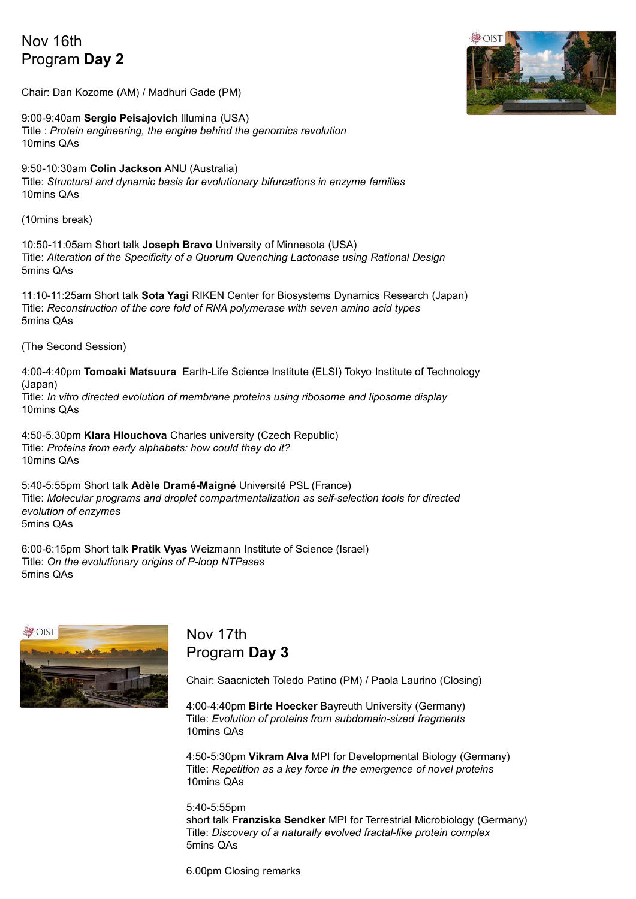# Nov 16th
# Program **Day 2**

Chair: Dan Kozome (AM) / Madhuri Gade (PM)

9:00-9:40am **Sergio Peisajovich** Illumina (USA)
Title : *Protein engineering, the engine behind the genomics revolution*
10mins QAs

9:50-10:30am **Colin Jackson** ANU (Australia)
Title: *Structural and dynamic basis for evolutionary bifurcations in enzyme families*
10mins QAs

(10mins break)

10:50-11:05am Short talk **Joseph Bravo** University of Minnesota (USA)
Title: *Alteration of the Specificity of a Quorum Quenching Lactonase using Rational Design*
5mins QAs

11:10-11:25am Short talk **Sota Yagi** RIKEN Center for Biosystems Dynamics Research (Japan)
Title: *Reconstruction of the core fold of RNA polymerase with seven amino acid types*
5mins QAs

(The Second Session)

4:00-4:40pm **Tomoaki Matsuura** Earth-Life Science Institute (ELSI) Tokyo Institute of Technology (Japan)
Title: *In vitro directed evolution of membrane proteins using ribosome and liposome display*
10mins QAs

4:50-5.30pm **Klara Hlouchova** Charles university (Czech Republic)
Title: *Proteins from early alphabets: how could they do it?*
10mins QAs

5:40-5:55pm Short talk **Adèle Dramé-Maigné** Université PSL (France)
Title: *Molecular programs and droplet compartmentalization as self-selection tools for directed evolution of enzymes*
5mins QAs

6:00-6:15pm Short talk **Pratik Vyas** Weizmann Institute of Science (Israel)
Title: *On the evolutionary origins of P-loop NTPases*
5mins QAs

# Nov 17th
# Program **Day 3**

Chair: Saacnicteh Toledo Patino (PM) / Paola Laurino (Closing)

4:00-4:40pm **Birte Hoecker** Bayreuth University (Germany)
Title: *Evolution of proteins from subdomain-sized fragments*
10mins QAs

4:50-5:30pm **Vikram Alva** MPI for Developmental Biology (Germany)
Title: *Repetition as a key force in the emergence of novel proteins*
10mins QAs

5:40-5:55pm
short talk **Franziska Sendker** MPI for Terrestrial Microbiology (Germany)
Title: *Discovery of a naturally evolved fractal-like protein complex*
5mins QAs

6.00pm Closing remarks